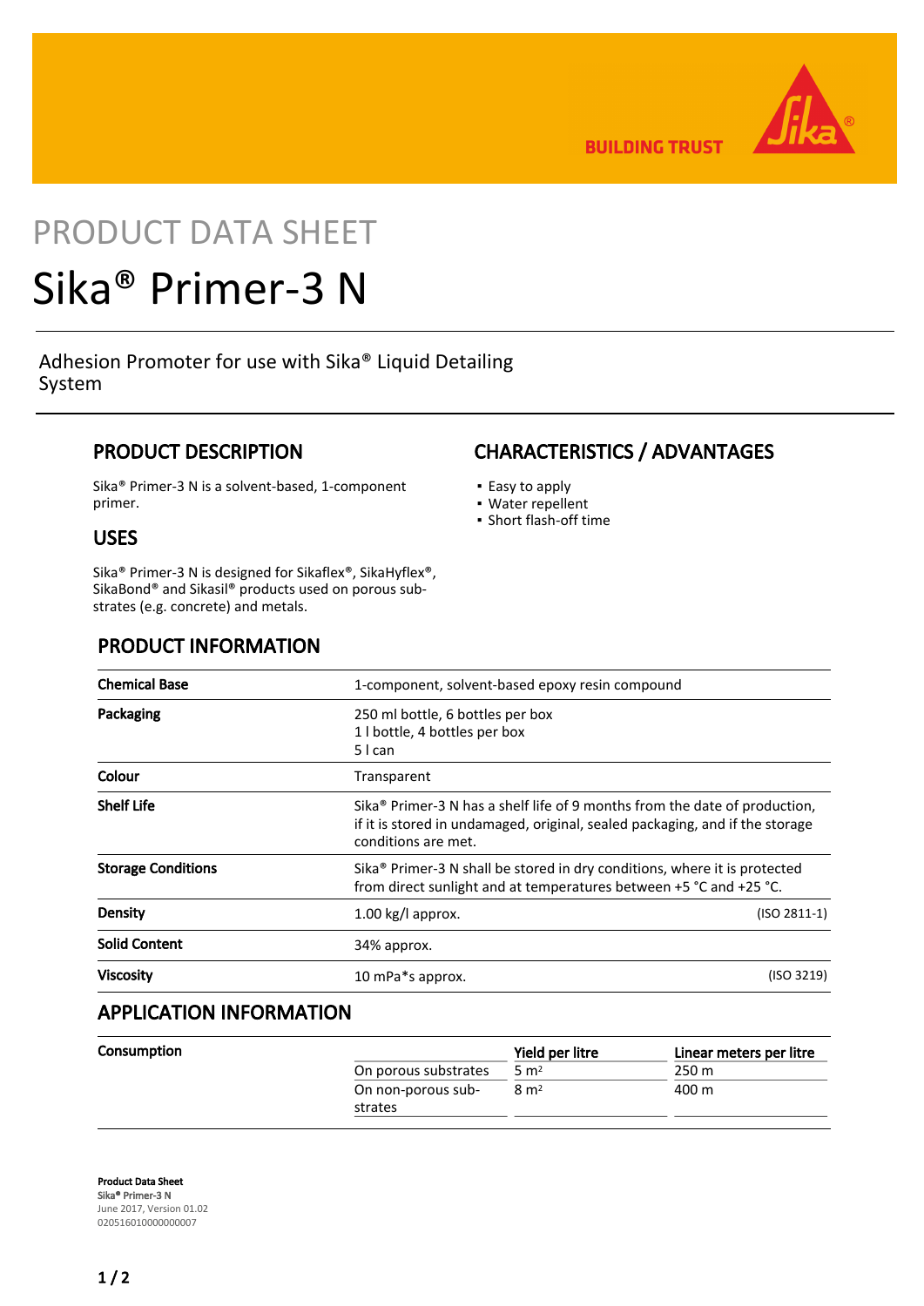PRODUCT DATA SHEET

# Sika® Primer-3 N

Adhesion Promoter for use with Sika® Liquid Detailing System

## PRODUCT DESCRIPTION

Sika® Primer-3 N is a solvent-based, 1-component primer.

## USES

Sika® Primer-3 N is designed for Sikaflex®, SikaHyflex®, SikaBond® and Sikasil® products used on porous substrates (e.g. concrete) and metals.

## CHARACTERISTICS / ADVANTAGES

- Easy to apply
- Water repellent
- Short flash-off time

## PRODUCT INFORMATION

| | | |
|---|---|---|
| **Chemical Base** | 1-component, solvent-based epoxy resin compound | |
| **Packaging** | 250 ml bottle, 6 bottles per box<br>1 l bottle, 4 bottles per box<br>5 l can | |
| **Colour** | Transparent | |
| **Shelf Life** | Sika® Primer-3 N has a shelf life of 9 months from the date of production, if it is stored in undamaged, original, sealed packaging, and if the storage conditions are met. | |
| **Storage Conditions** | Sika® Primer-3 N shall be stored in dry conditions, where it is protected from direct sunlight and at temperatures between +5 °C and +25 °C. | |
| **Density** | 1.00 kg/l approx. | (ISO 2811-1) |
| **Solid Content** | 34% approx. | |
| **Viscosity** | 10 mPa*s approx. | (ISO 3219) |

## APPLICATION INFORMATION

| | | Yield per litre | Linear meters per litre |
|---|---|---|---|
| **Consumption** | On porous substrates | 5 m² | 250 m |
| | On non-porous substrates | 8 m² | 400 m |

**Product Data Sheet**
Sika® Primer-3 N
June 2017, Version 01.02
020516010000000007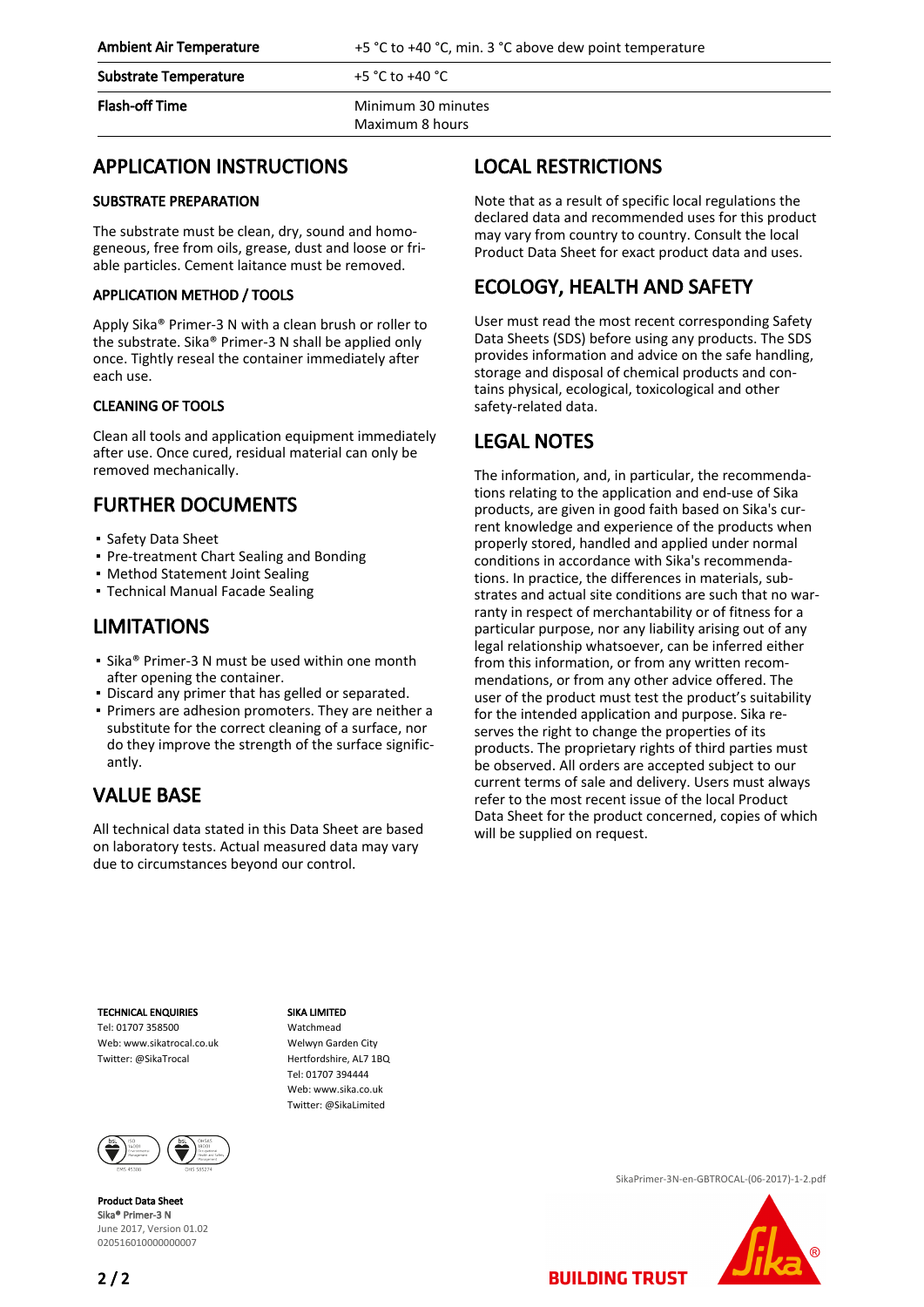| | |
|---|---|
| **Ambient Air Temperature** | +5 °C to +40 °C, min. 3 °C above dew point temperature |
| **Substrate Temperature** | +5 °C to +40 °C |
| **Flash-off Time** | Minimum 30 minutes<br>Maximum 8 hours |

## APPLICATION INSTRUCTIONS

### SUBSTRATE PREPARATION

The substrate must be clean, dry, sound and homogeneous, free from oils, grease, dust and loose or friable particles. Cement laitance must be removed.

### APPLICATION METHOD / TOOLS

Apply Sika® Primer-3 N with a clean brush or roller to the substrate. Sika® Primer-3 N shall be applied only once. Tightly reseal the container immediately after each use.

### CLEANING OF TOOLS

Clean all tools and application equipment immediately after use. Once cured, residual material can only be removed mechanically.

## FURTHER DOCUMENTS

- Safety Data Sheet
- Pre-treatment Chart Sealing and Bonding
- Method Statement Joint Sealing
- Technical Manual Facade Sealing

## LIMITATIONS

- Sika® Primer-3 N must be used within one month after opening the container.
- Discard any primer that has gelled or separated.
- Primers are adhesion promoters. They are neither a substitute for the correct cleaning of a surface, nor do they improve the strength of the surface significantly.

## VALUE BASE

All technical data stated in this Data Sheet are based on laboratory tests. Actual measured data may vary due to circumstances beyond our control.

## LOCAL RESTRICTIONS

Note that as a result of specific local regulations the declared data and recommended uses for this product may vary from country to country. Consult the local Product Data Sheet for exact product data and uses.

## ECOLOGY, HEALTH AND SAFETY

User must read the most recent corresponding Safety Data Sheets (SDS) before using any products. The SDS provides information and advice on the safe handling, storage and disposal of chemical products and contains physical, ecological, toxicological and other safety-related data.

## LEGAL NOTES

The information, and, in particular, the recommendations relating to the application and end-use of Sika products, are given in good faith based on Sika's current knowledge and experience of the products when properly stored, handled and applied under normal conditions in accordance with Sika's recommendations. In practice, the differences in materials, substrates and actual site conditions are such that no warranty in respect of merchantability or of fitness for a particular purpose, nor any liability arising out of any legal relationship whatsoever, can be inferred either from this information, or from any written recommendations, or from any other advice offered. The user of the product must test the product's suitability for the intended application and purpose. Sika reserves the right to change the properties of its products. The proprietary rights of third parties must be observed. All orders are accepted subject to our current terms of sale and delivery. Users must always refer to the most recent issue of the local Product Data Sheet for the product concerned, copies of which will be supplied on request.

**TECHNICAL ENQUIRIES**
Tel: 01707 358500
Web: www.sikatrocal.co.uk
Twitter: @SikaTrocal

**SIKA LIMITED**
Watchmead
Welwyn Garden City
Hertfordshire, AL7 1BQ
Tel: 01707 394444
Web: www.sika.co.uk
Twitter: @SikaLimited

**Product Data Sheet**
**Sika® Primer-3 N**
June 2017, Version 01.02
020516010000000007

SikaPrimer-3N-en-GBTROCAL-(06-2017)-1-2.pdf

**BUILDING TRUST**